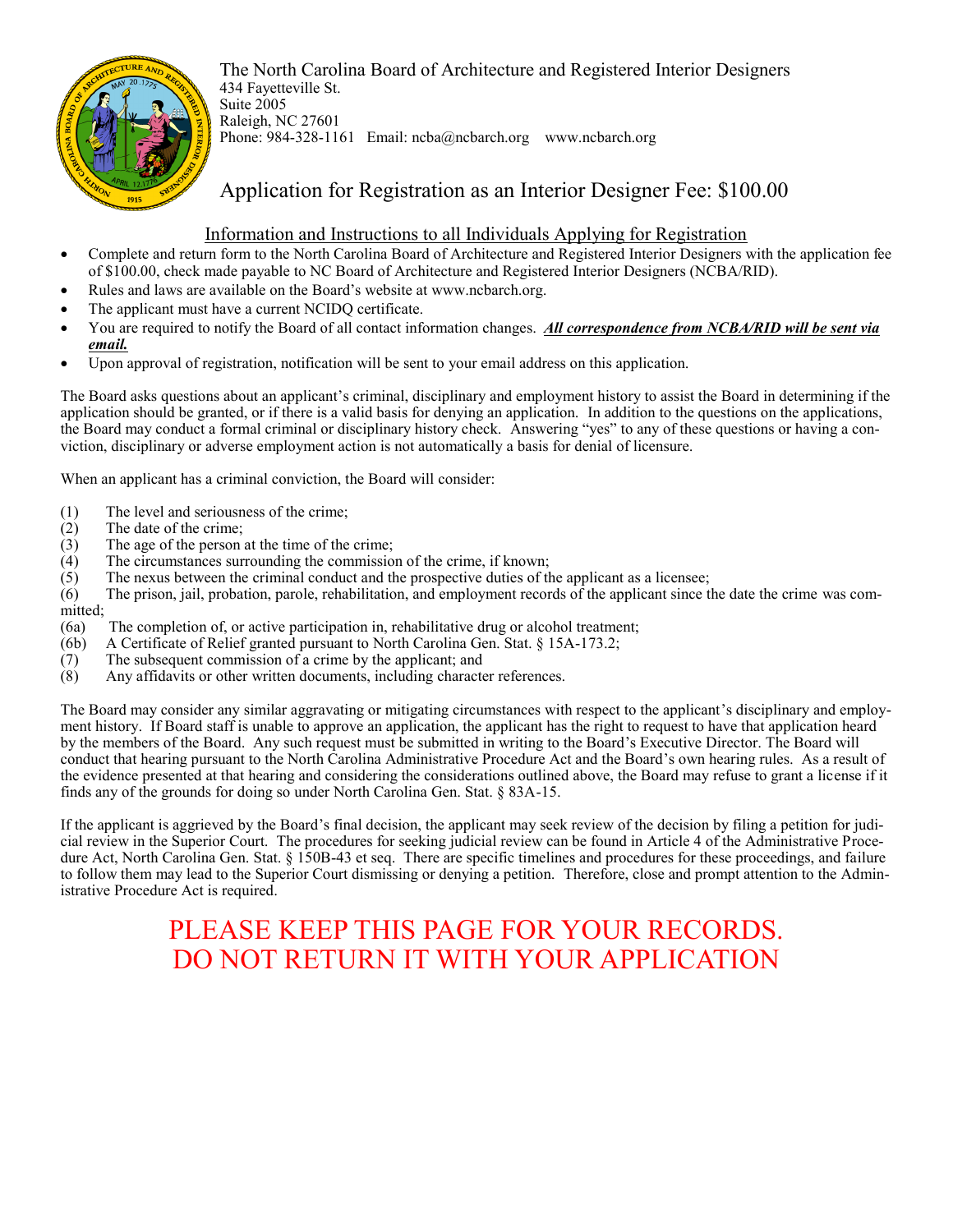The North Carolina Board of Architecture and Registered Interior Designers
434 Fayetteville St.
Suite 2005
Raleigh, NC 27601
Phone: 984-328-1161 Email: ncba@ncbarch.org www.ncbarch.org

# Application for Registration as an Interior Designer Fee: $100.00

## Information and Instructions to all Individuals Applying for Registration

- Complete and return form to the North Carolina Board of Architecture and Registered Interior Designers with the application fee of $100.00, check made payable to NC Board of Architecture and Registered Interior Designers (NCBA/RID).
- Rules and laws are available on the Board's website at www.ncbarch.org.
- The applicant must have a current NCIDQ certificate.
- You are required to notify the Board of all contact information changes. ***All correspondence from NCBA/RID will be sent via email.***
- Upon approval of registration, notification will be sent to your email address on this application.

The Board asks questions about an applicant's criminal, disciplinary and employment history to assist the Board in determining if the application should be granted, or if there is a valid basis for denying an application. In addition to the questions on the applications, the Board may conduct a formal criminal or disciplinary history check. Answering "yes" to any of these questions or having a conviction, disciplinary or adverse employment action is not automatically a basis for denial of licensure.

When an applicant has a criminal conviction, the Board will consider:

(1) The level and seriousness of the crime;
(2) The date of the crime;
(3) The age of the person at the time of the crime;
(4) The circumstances surrounding the commission of the crime, if known;
(5) The nexus between the criminal conduct and the prospective duties of the applicant as a licensee;
(6) The prison, jail, probation, parole, rehabilitation, and employment records of the applicant since the date the crime was committed;
(6a) The completion of, or active participation in, rehabilitative drug or alcohol treatment;
(6b) A Certificate of Relief granted pursuant to North Carolina Gen. Stat. § 15A-173.2;
(7) The subsequent commission of a crime by the applicant; and
(8) Any affidavits or other written documents, including character references.

The Board may consider any similar aggravating or mitigating circumstances with respect to the applicant's disciplinary and employment history. If Board staff is unable to approve an application, the applicant has the right to request to have that application heard by the members of the Board. Any such request must be submitted in writing to the Board's Executive Director. The Board will conduct that hearing pursuant to the North Carolina Administrative Procedure Act and the Board's own hearing rules. As a result of the evidence presented at that hearing and considering the considerations outlined above, the Board may refuse to grant a license if it finds any of the grounds for doing so under North Carolina Gen. Stat. § 83A-15.

If the applicant is aggrieved by the Board's final decision, the applicant may seek review of the decision by filing a petition for judicial review in the Superior Court. The procedures for seeking judicial review can be found in Article 4 of the Administrative Procedure Act, North Carolina Gen. Stat. § 150B-43 et seq. There are specific timelines and procedures for these proceedings, and failure to follow them may lead to the Superior Court dismissing or denying a petition. Therefore, close and prompt attention to the Administrative Procedure Act is required.

PLEASE KEEP THIS PAGE FOR YOUR RECORDS.
DO NOT RETURN IT WITH YOUR APPLICATION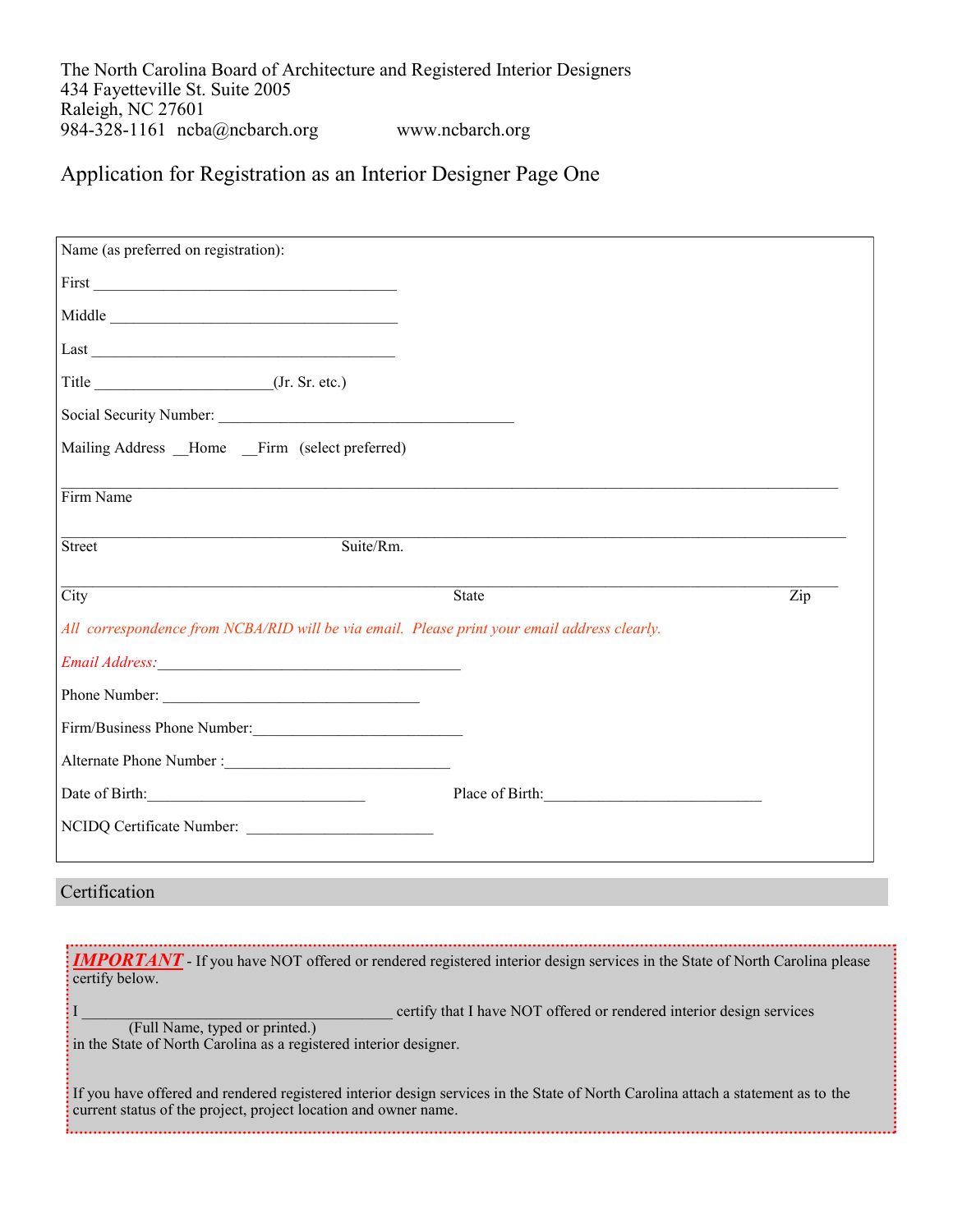The North Carolina Board of Architecture and Registered Interior Designers
434 Fayetteville St. Suite 2005
Raleigh, NC 27601
984-328-1161 ncba@ncbarch.org www.ncbarch.org

# Application for Registration as an Interior Designer Page One

Name (as preferred on registration):

First ________________________________________

Middle ______________________________________

Last ________________________________________

Title ______________________(Jr. Sr. etc.)

Social Security Number: ______________________________________

Mailing Address __Home __Firm (select preferred)

_______________________________________________________________________________________________
Firm Name

_______________________________________________________________________________________________
Street Suite/Rm.

_______________________________________________________________________________________________
City State Zip

*All correspondence from NCBA/RID will be via email. Please print your email address clearly.*

*Email Address:*________________________________________

Phone Number: _________________________________

Firm/Business Phone Number:___________________________

Alternate Phone Number :_____________________________

Date of Birth:____________________________ Place of Birth:____________________________

NCIDQ Certificate Number: ________________________

## Certification

***IMPORTANT*** - If you have NOT offered or rendered registered interior design services in the State of North Carolina please certify below.

I ________________________________________ certify that I have NOT offered or rendered interior design services
(Full Name, typed or printed.)
in the State of North Carolina as a registered interior designer.

If you have offered and rendered registered interior design services in the State of North Carolina attach a statement as to the current status of the project, project location and owner name.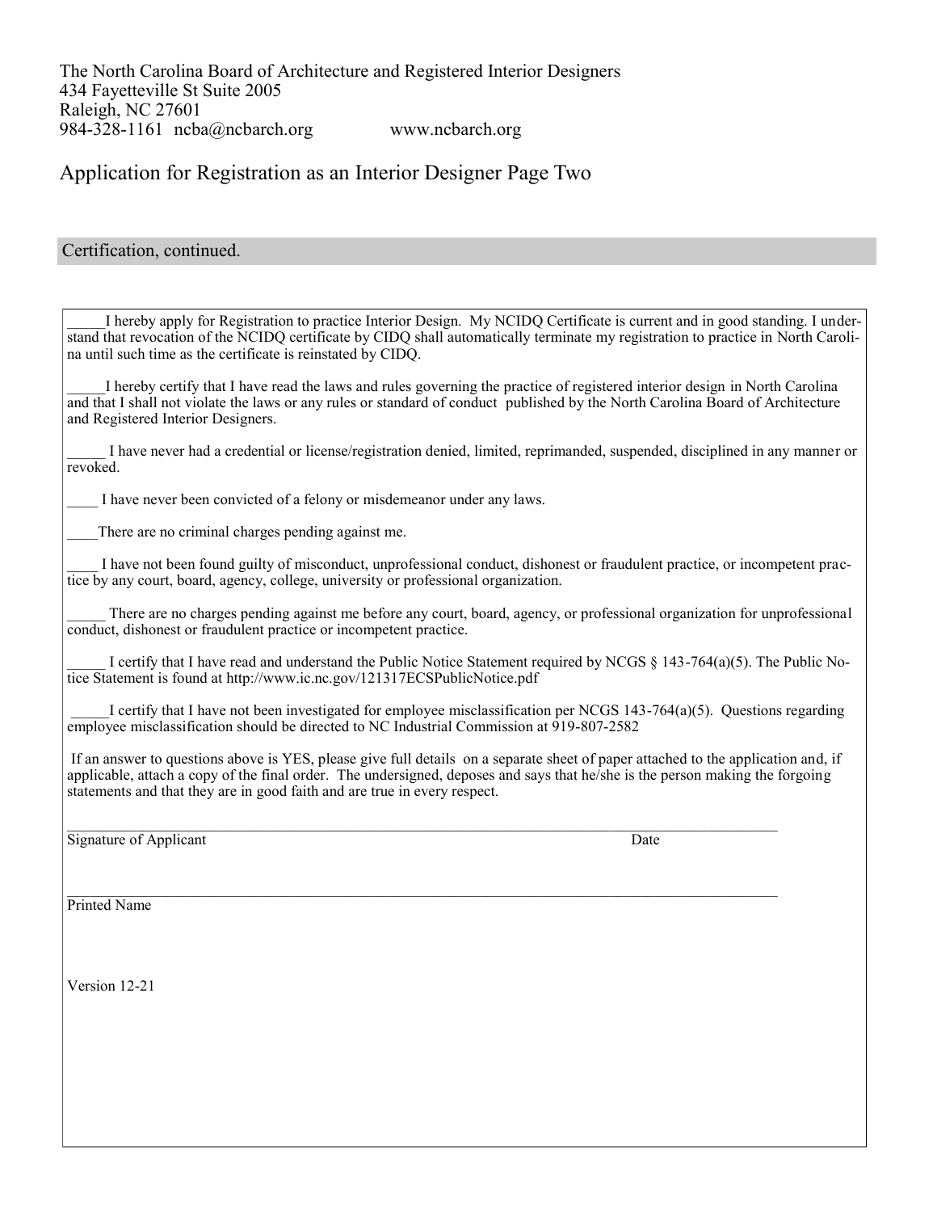The North Carolina Board of Architecture and Registered Interior Designers
434 Fayetteville St Suite 2005
Raleigh, NC 27601
984-328-1161 ncba@ncbarch.org www.ncbarch.org

## Application for Registration as an Interior Designer Page Two

### Certification, continued.

_____I hereby apply for Registration to practice Interior Design. My NCIDQ Certificate is current and in good standing. I understand that revocation of the NCIDQ certificate by CIDQ shall automatically terminate my registration to practice in North Carolina until such time as the certificate is reinstated by CIDQ.

_____I hereby certify that I have read the laws and rules governing the practice of registered interior design in North Carolina and that I shall not violate the laws or any rules or standard of conduct published by the North Carolina Board of Architecture and Registered Interior Designers.

_____ I have never had a credential or license/registration denied, limited, reprimanded, suspended, disciplined in any manner or revoked.

____ I have never been convicted of a felony or misdemeanor under any laws.

____There are no criminal charges pending against me.

____ I have not been found guilty of misconduct, unprofessional conduct, dishonest or fraudulent practice, or incompetent practice by any court, board, agency, college, university or professional organization.

_____ There are no charges pending against me before any court, board, agency, or professional organization for unprofessional conduct, dishonest or fraudulent practice or incompetent practice.

_____ I certify that I have read and understand the Public Notice Statement required by NCGS § 143-764(a)(5). The Public Notice Statement is found at http://www.ic.nc.gov/121317ECSPublicNotice.pdf

_____I certify that I have not been investigated for employee misclassification per NCGS 143-764(a)(5). Questions regarding employee misclassification should be directed to NC Industrial Commission at 919-807-2582

If an answer to questions above is YES, please give full details on a separate sheet of paper attached to the application and, if applicable, attach a copy of the final order. The undersigned, deposes and says that he/she is the person making the forgoing statements and that they are in good faith and are true in every respect.

______________________________________________________________________________

Signature of Applicant Date

______________________________________________________________________________

Printed Name

Version 12-21